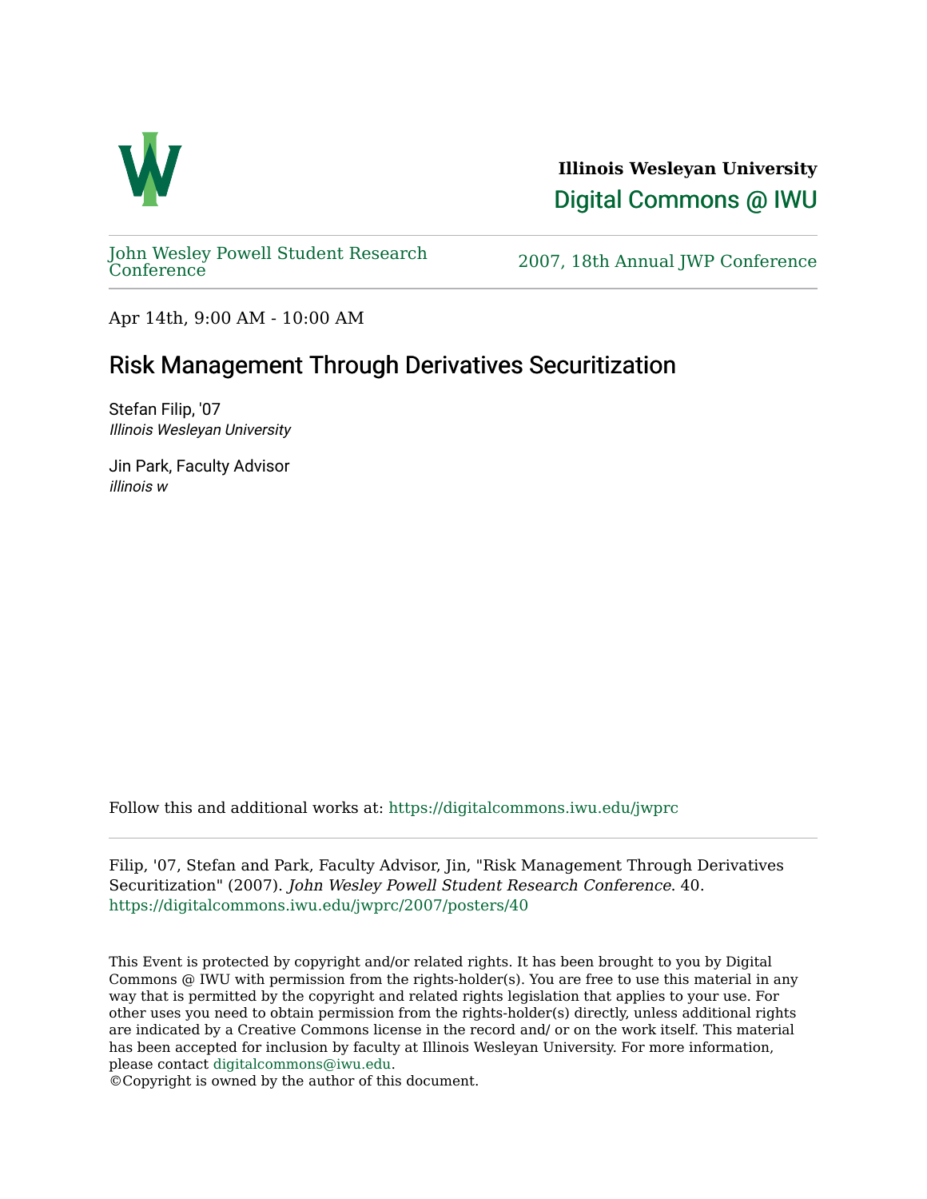**Illinois Wesleyan University**

Digital Commons @ IWU

John Wesley Powell Student Research Conference

2007, 18th Annual JWP Conference

Apr 14th, 9:00 AM - 10:00 AM

# Risk Management Through Derivatives Securitization

Stefan Filip, '07
*Illinois Wesleyan University*

Jin Park, Faculty Advisor
*illinois w*

Follow this and additional works at: https://digitalcommons.iwu.edu/jwprc

Filip, '07, Stefan and Park, Faculty Advisor, Jin, "Risk Management Through Derivatives Securitization" (2007). *John Wesley Powell Student Research Conference*. 40.
https://digitalcommons.iwu.edu/jwprc/2007/posters/40

This Event is protected by copyright and/or related rights. It has been brought to you by Digital Commons @ IWU with permission from the rights-holder(s). You are free to use this material in any way that is permitted by the copyright and related rights legislation that applies to your use. For other uses you need to obtain permission from the rights-holder(s) directly, unless additional rights are indicated by a Creative Commons license in the record and/ or on the work itself. This material has been accepted for inclusion by faculty at Illinois Wesleyan University. For more information, please contact digitalcommons@iwu.edu.
©Copyright is owned by the author of this document.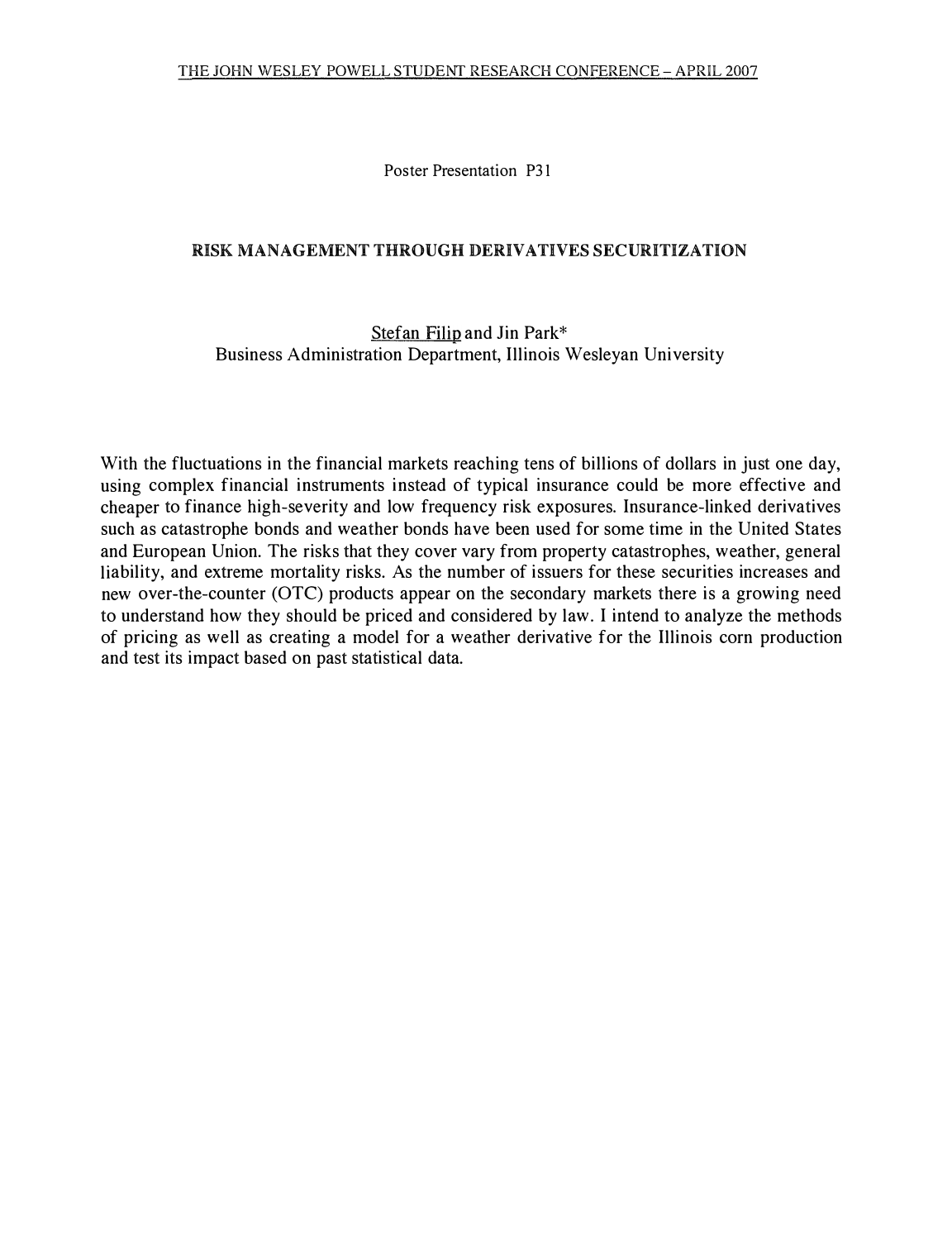Poster Presentation P31

## RISK MANAGEMENT THROUGH DERIVATIVES SECURITIZATION

Stefan Filip and Jin Park*
Business Administration Department, Illinois Wesleyan University

With the fluctuations in the financial markets reaching tens of billions of dollars in just one day, using complex financial instruments instead of typical insurance could be more effective and cheaper to finance high-severity and low frequency risk exposures. Insurance-linked derivatives such as catastrophe bonds and weather bonds have been used for some time in the United States and European Union. The risks that they cover vary from property catastrophes, weather, general liability, and extreme mortality risks. As the number of issuers for these securities increases and new over-the-counter (OTC) products appear on the secondary markets there is a growing need to understand how they should be priced and considered by law. I intend to analyze the methods of pricing as well as creating a model for a weather derivative for the Illinois corn production and test its impact based on past statistical data.